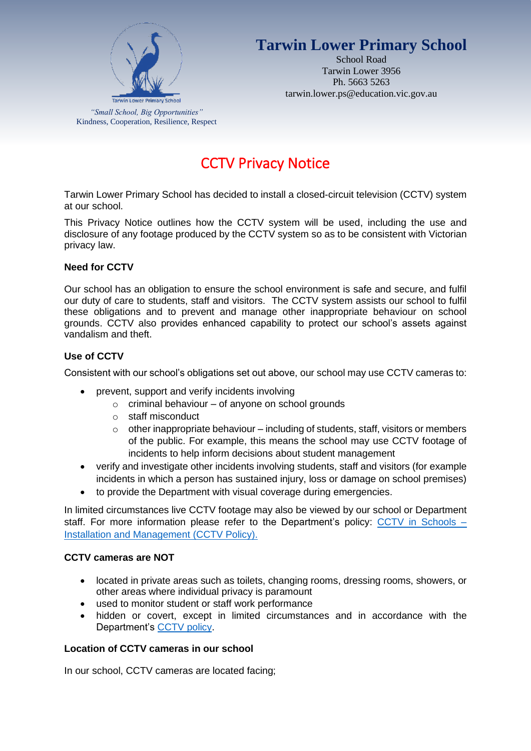# Tarwin Lower Primary School

School Road
Tarwin Lower 3956
Ph. 5663 5263
tarwin.lower.ps@education.vic.gov.au

*"Small School, Big Opportunities"*
Kindness, Cooperation, Resilience, Respect

## CCTV Privacy Notice

Tarwin Lower Primary School has decided to install a closed-circuit television (CCTV) system at our school.

This Privacy Notice outlines how the CCTV system will be used, including the use and disclosure of any footage produced by the CCTV system so as to be consistent with Victorian privacy law.

### Need for CCTV

Our school has an obligation to ensure the school environment is safe and secure, and fulfil our duty of care to students, staff and visitors. The CCTV system assists our school to fulfil these obligations and to prevent and manage other inappropriate behaviour on school grounds. CCTV also provides enhanced capability to protect our school's assets against vandalism and theft.

### Use of CCTV

Consistent with our school's obligations set out above, our school may use CCTV cameras to:

- prevent, support and verify incidents involving
  - criminal behaviour – of anyone on school grounds
  - staff misconduct
  - other inappropriate behaviour – including of students, staff, visitors or members of the public. For example, this means the school may use CCTV footage of incidents to help inform decisions about student management
- verify and investigate other incidents involving students, staff and visitors (for example incidents in which a person has sustained injury, loss or damage on school premises)
- to provide the Department with visual coverage during emergencies.

In limited circumstances live CCTV footage may also be viewed by our school or Department staff. For more information please refer to the Department's policy: [CCTV in Schools – Installation and Management (CCTV Policy).]()

### CCTV cameras are NOT

- located in private areas such as toilets, changing rooms, dressing rooms, showers, or other areas where individual privacy is paramount
- used to monitor student or staff work performance
- hidden or covert, except in limited circumstances and in accordance with the Department's [CCTV policy]().

### Location of CCTV cameras in our school

In our school, CCTV cameras are located facing;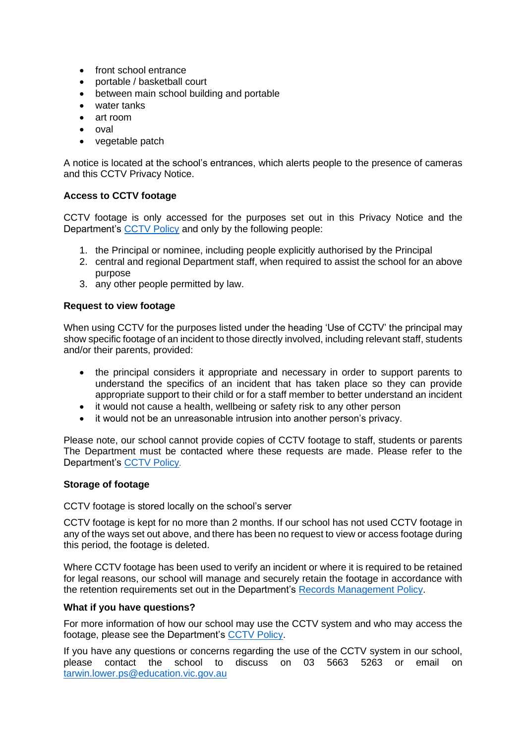- front school entrance
- portable / basketball court
- between main school building and portable
- water tanks
- art room
- oval
- vegetable patch

A notice is located at the school's entrances, which alerts people to the presence of cameras and this CCTV Privacy Notice.

**Access to CCTV footage**

CCTV footage is only accessed for the purposes set out in this Privacy Notice and the Department's CCTV Policy and only by the following people:

1. the Principal or nominee, including people explicitly authorised by the Principal
2. central and regional Department staff, when required to assist the school for an above purpose
3. any other people permitted by law.

**Request to view footage**

When using CCTV for the purposes listed under the heading 'Use of CCTV' the principal may show specific footage of an incident to those directly involved, including relevant staff, students and/or their parents, provided:

- the principal considers it appropriate and necessary in order to support parents to understand the specifics of an incident that has taken place so they can provide appropriate support to their child or for a staff member to better understand an incident
- it would not cause a health, wellbeing or safety risk to any other person
- it would not be an unreasonable intrusion into another person's privacy.

Please note, our school cannot provide copies of CCTV footage to staff, students or parents The Department must be contacted where these requests are made. Please refer to the Department's CCTV Policy.

**Storage of footage**

CCTV footage is stored locally on the school's server

CCTV footage is kept for no more than 2 months. If our school has not used CCTV footage in any of the ways set out above, and there has been no request to view or access footage during this period, the footage is deleted.

Where CCTV footage has been used to verify an incident or where it is required to be retained for legal reasons, our school will manage and securely retain the footage in accordance with the retention requirements set out in the Department's Records Management Policy.

**What if you have questions?**

For more information of how our school may use the CCTV system and who may access the footage, please see the Department's CCTV Policy.

If you have any questions or concerns regarding the use of the CCTV system in our school, please contact the school to discuss on 03 5663 5263 or email on tarwin.lower.ps@education.vic.gov.au